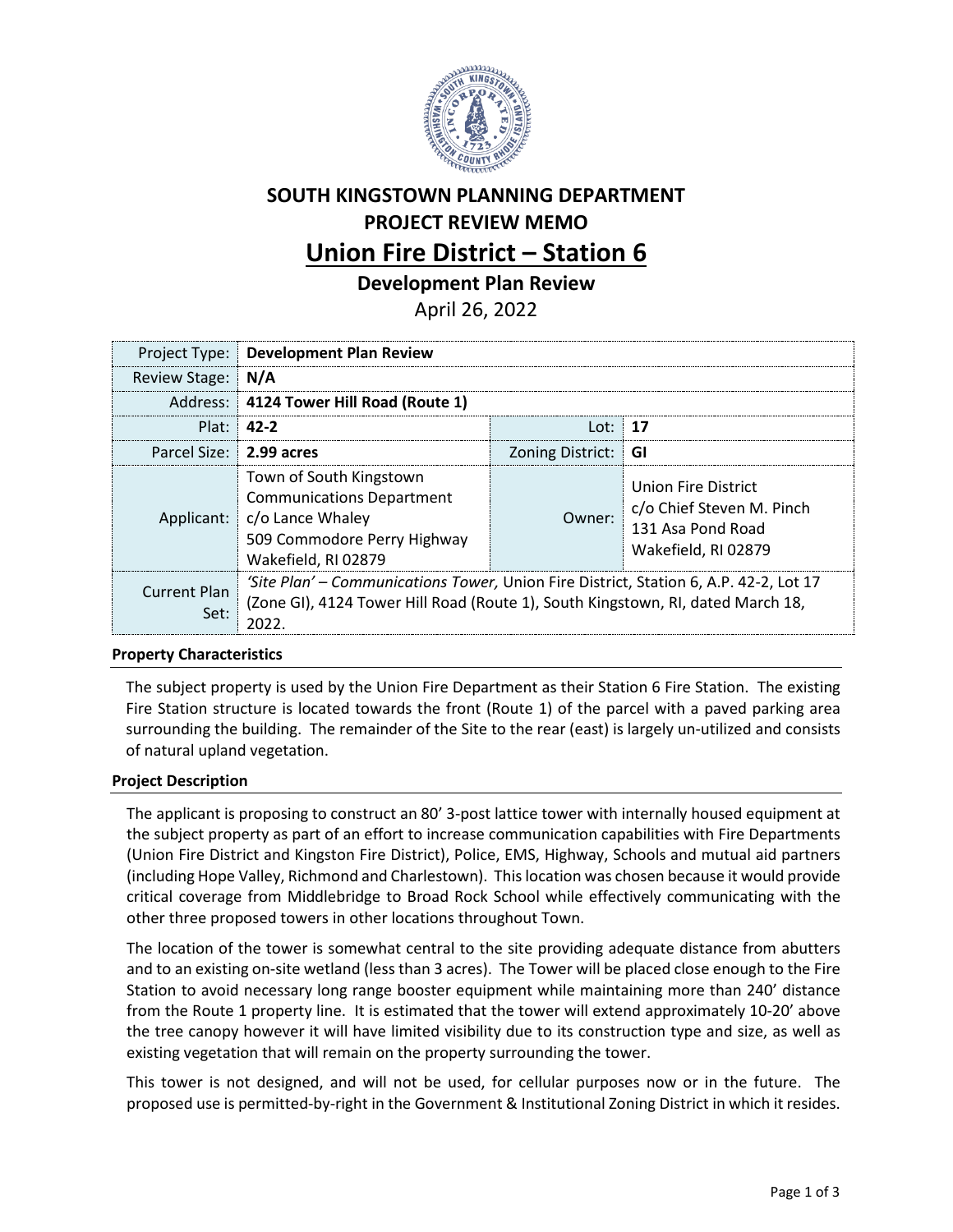# SOUTH KINGSTOWN PLANNING DEPARTMENT
## PROJECT REVIEW MEMO
# Union Fire District – Station 6
### Development Plan Review
April 26, 2022

| | | | |
|---|---|---|---|
| Project Type: | **Development Plan Review** | | |
| Review Stage: | **N/A** | | |
| Address: | **4124 Tower Hill Road (Route 1)** | | |
| Plat: | **42-2** | Lot: | **17** |
| Parcel Size: | **2.99 acres** | Zoning District: | **GI** |
| Applicant: | Town of South Kingstown Communications Department c/o Lance Whaley 509 Commodore Perry Highway Wakefield, RI 02879 | Owner: | Union Fire District c/o Chief Steven M. Pinch 131 Asa Pond Road Wakefield, RI 02879 |
| Current Plan Set: | *'Site Plan' – Communications Tower,* Union Fire District, Station 6, A.P. 42-2, Lot 17 (Zone GI), 4124 Tower Hill Road (Route 1), South Kingstown, RI, dated March 18, 2022. | | |

**Property Characteristics**

The subject property is used by the Union Fire Department as their Station 6 Fire Station. The existing Fire Station structure is located towards the front (Route 1) of the parcel with a paved parking area surrounding the building. The remainder of the Site to the rear (east) is largely un-utilized and consists of natural upland vegetation.

**Project Description**

The applicant is proposing to construct an 80' 3-post lattice tower with internally housed equipment at the subject property as part of an effort to increase communication capabilities with Fire Departments (Union Fire District and Kingston Fire District), Police, EMS, Highway, Schools and mutual aid partners (including Hope Valley, Richmond and Charlestown). This location was chosen because it would provide critical coverage from Middlebridge to Broad Rock School while effectively communicating with the other three proposed towers in other locations throughout Town.

The location of the tower is somewhat central to the site providing adequate distance from abutters and to an existing on-site wetland (less than 3 acres). The Tower will be placed close enough to the Fire Station to avoid necessary long range booster equipment while maintaining more than 240' distance from the Route 1 property line. It is estimated that the tower will extend approximately 10-20' above the tree canopy however it will have limited visibility due to its construction type and size, as well as existing vegetation that will remain on the property surrounding the tower.

This tower is not designed, and will not be used, for cellular purposes now or in the future. The proposed use is permitted-by-right in the Government & Institutional Zoning District in which it resides.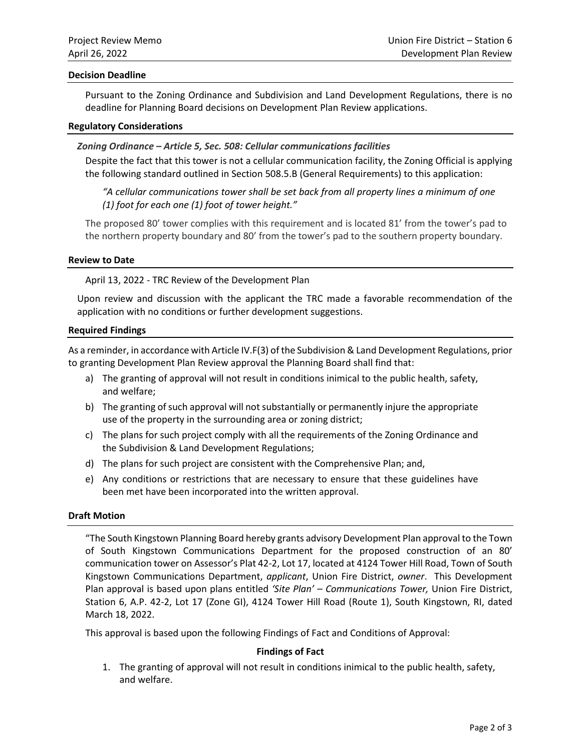**Decision Deadline**

Pursuant to the Zoning Ordinance and Subdivision and Land Development Regulations, there is no deadline for Planning Board decisions on Development Plan Review applications.

**Regulatory Considerations**

***Zoning Ordinance – Article 5, Sec. 508: Cellular communications facilities***

Despite the fact that this tower is not a cellular communication facility, the Zoning Official is applying the following standard outlined in Section 508.5.B (General Requirements) to this application:

> *"A cellular communications tower shall be set back from all property lines a minimum of one (1) foot for each one (1) foot of tower height."*

The proposed 80' tower complies with this requirement and is located 81' from the tower's pad to the northern property boundary and 80' from the tower's pad to the southern property boundary.

**Review to Date**

April 13, 2022 - TRC Review of the Development Plan

Upon review and discussion with the applicant the TRC made a favorable recommendation of the application with no conditions or further development suggestions.

**Required Findings**

As a reminder, in accordance with Article IV.F(3) of the Subdivision & Land Development Regulations, prior to granting Development Plan Review approval the Planning Board shall find that:

a) The granting of approval will not result in conditions inimical to the public health, safety, and welfare;
b) The granting of such approval will not substantially or permanently injure the appropriate use of the property in the surrounding area or zoning district;
c) The plans for such project comply with all the requirements of the Zoning Ordinance and the Subdivision & Land Development Regulations;
d) The plans for such project are consistent with the Comprehensive Plan; and,
e) Any conditions or restrictions that are necessary to ensure that these guidelines have been met have been incorporated into the written approval.

**Draft Motion**

"The South Kingstown Planning Board hereby grants advisory Development Plan approval to the Town of South Kingstown Communications Department for the proposed construction of an 80' communication tower on Assessor's Plat 42-2, Lot 17, located at 4124 Tower Hill Road, Town of South Kingstown Communications Department, *applicant*, Union Fire District, *owner*. This Development Plan approval is based upon plans entitled *'Site Plan' – Communications Tower,* Union Fire District, Station 6, A.P. 42-2, Lot 17 (Zone GI), 4124 Tower Hill Road (Route 1), South Kingstown, RI, dated March 18, 2022.

This approval is based upon the following Findings of Fact and Conditions of Approval:

**Findings of Fact**

1. The granting of approval will not result in conditions inimical to the public health, safety, and welfare.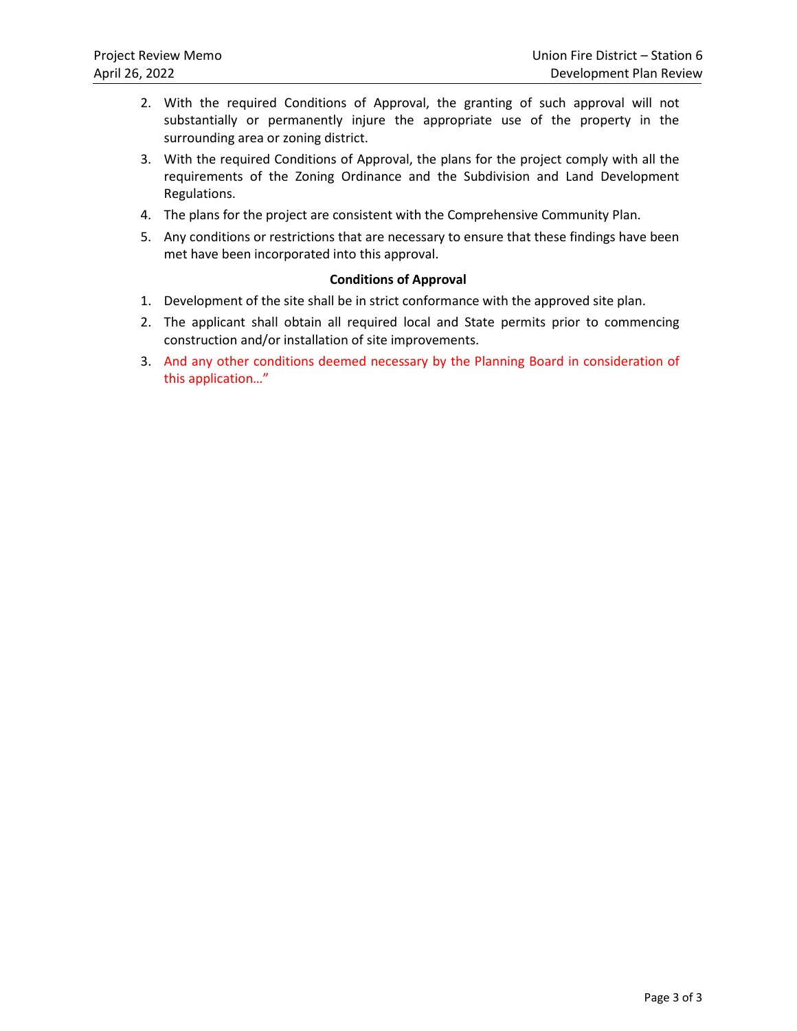2. With the required Conditions of Approval, the granting of such approval will not substantially or permanently injure the appropriate use of the property in the surrounding area or zoning district.
3. With the required Conditions of Approval, the plans for the project comply with all the requirements of the Zoning Ordinance and the Subdivision and Land Development Regulations.
4. The plans for the project are consistent with the Comprehensive Community Plan.
5. Any conditions or restrictions that are necessary to ensure that these findings have been met have been incorporated into this approval.

**Conditions of Approval**

1. Development of the site shall be in strict conformance with the approved site plan.
2. The applicant shall obtain all required local and State permits prior to commencing construction and/or installation of site improvements.
3. And any other conditions deemed necessary by the Planning Board in consideration of this application…"